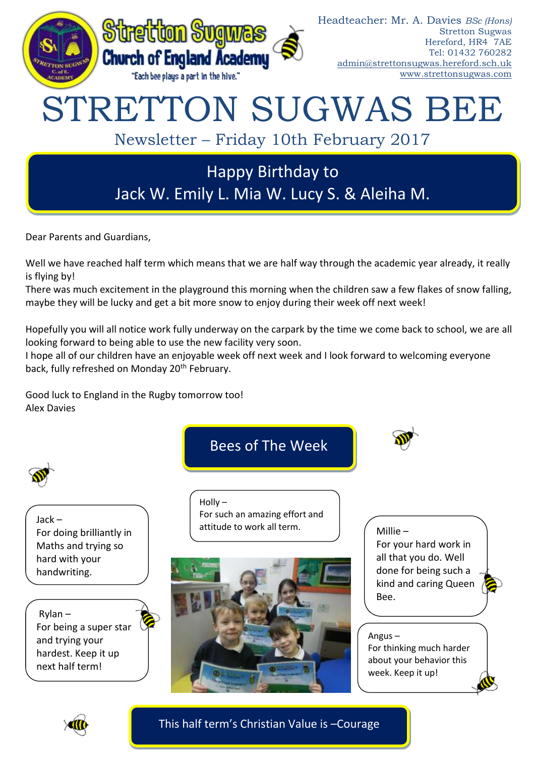Stretton Sugwas Church of England Academy

"Each bee plays a part in the hive."

Headteacher: Mr. A. Davies *BSc (Hons)*
Stretton Sugwas
Hereford, HR4 7AE
Tel: 01432 760282
admin@strettonsugwas.hereford.sch.uk
www.strettonsugwas.com

# STRETTON SUGWAS BEE

## Newsletter – Friday 10th February 2017

**Happy Birthday to**
**Jack W. Emily L. Mia W. Lucy S. & Aleiha M.**

Dear Parents and Guardians,

Well we have reached half term which means that we are half way through the academic year already, it really is flying by!
There was much excitement in the playground this morning when the children saw a few flakes of snow falling, maybe they will be lucky and get a bit more snow to enjoy during their week off next week!

Hopefully you will all notice work fully underway on the carpark by the time we come back to school, we are all looking forward to being able to use the new facility very soon.
I hope all of our children have an enjoyable week off next week and I look forward to welcoming everyone back, fully refreshed on Monday 20th February.

Good luck to England in the Rugby tomorrow too!
Alex Davies

## Bees of The Week

Jack –
For doing brilliantly in Maths and trying so hard with your handwriting.

Holly –
For such an amazing effort and attitude to work all term.

Millie –
For your hard work in all that you do. Well done for being such a kind and caring Queen Bee.

Rylan –
For being a super star and trying your hardest. Keep it up next half term!

Angus –
For thinking much harder about your behavior this week. Keep it up!

**This half term's Christian Value is –Courage**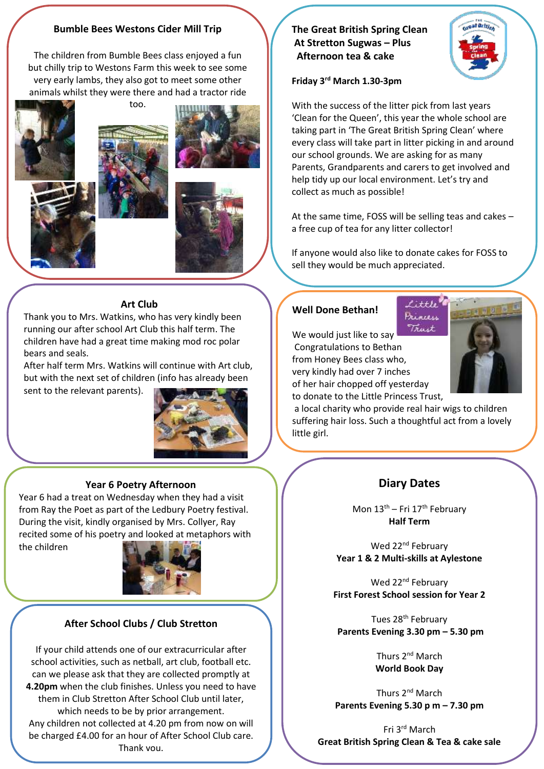## Bumble Bees Westons Cider Mill Trip

The children from Bumble Bees class enjoyed a fun but chilly trip to Westons Farm this week to see some very early lambs, they also got to meet some other animals whilst they were there and had a tractor ride too.

## The Great British Spring Clean At Stretton Sugwas – Plus Afternoon tea & cake

**Friday 3rd March 1.30-3pm**

With the success of the litter pick from last years 'Clean for the Queen', this year the whole school are taking part in 'The Great British Spring Clean' where every class will take part in litter picking in and around our school grounds. We are asking for as many Parents, Grandparents and carers to get involved and help tidy up our local environment. Let's try and collect as much as possible!

At the same time, FOSS will be selling teas and cakes – a free cup of tea for any litter collector!

If anyone would also like to donate cakes for FOSS to sell they would be much appreciated.

## Art Club

Thank you to Mrs. Watkins, who has very kindly been running our after school Art Club this half term. The children have had a great time making mod roc polar bears and seals.

After half term Mrs. Watkins will continue with Art club, but with the next set of children (info has already been sent to the relevant parents).

## Well Done Bethan!

We would just like to say Congratulations to Bethan from Honey Bees class who, very kindly had over 7 inches of her hair chopped off yesterday to donate to the Little Princess Trust, a local charity who provide real hair wigs to children suffering hair loss. Such a thoughtful act from a lovely little girl.

## Year 6 Poetry Afternoon

Year 6 had a treat on Wednesday when they had a visit from Ray the Poet as part of the Ledbury Poetry festival. During the visit, kindly organised by Mrs. Collyer, Ray recited some of his poetry and looked at metaphors with the children

## After School Clubs / Club Stretton

If your child attends one of our extracurricular after school activities, such as netball, art club, football etc. can we please ask that they are collected promptly at **4.20pm** when the club finishes. Unless you need to have them in Club Stretton After School Club until later, which needs to be by prior arrangement.
Any children not collected at 4.20 pm from now on will be charged £4.00 for an hour of After School Club care.
Thank you.

## Diary Dates

Mon 13th – Fri 17th February
**Half Term**

Wed 22nd February
**Year 1 & 2 Multi-skills at Aylestone**

Wed 22nd February
**First Forest School session for Year 2**

Tues 28th February
**Parents Evening 3.30 pm – 5.30 pm**

Thurs 2nd March
**World Book Day**

Thurs 2nd March
**Parents Evening 5.30 p m – 7.30 pm**

Fri 3rd March
**Great British Spring Clean & Tea & cake sale**